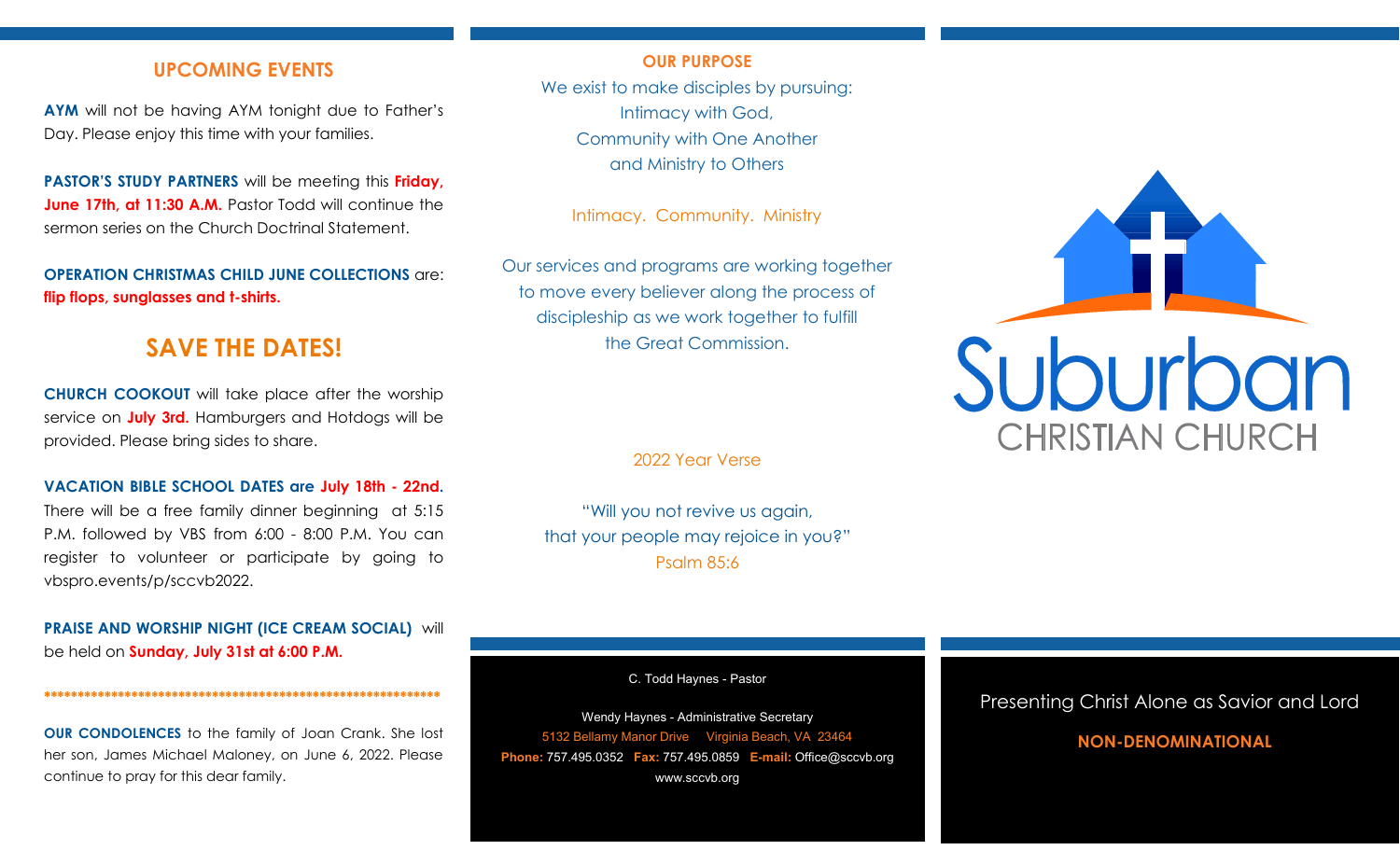## UPCOMING EVENTS

**AYM** will not be having AYM tonight due to Father's Day. Please enjoy this time with your families.

**PASTOR'S STUDY PARTNERS** will be meeting this **Friday, June 17th, at 11:30 A.M.** Pastor Todd will continue the sermon series on the Church Doctrinal Statement.

**OPERATION CHRISTMAS CHILD JUNE COLLECTIONS** are: **flip flops, sunglasses and t-shirts.**

## SAVE THE DATES!

**CHURCH COOKOUT** will take place after the worship service on **July 3rd.** Hamburgers and Hotdogs will be provided. Please bring sides to share.

**VACATION BIBLE SCHOOL DATES are July 18th - 22nd.** There will be a free family dinner beginning at 5:15 P.M. followed by VBS from 6:00 - 8:00 P.M. You can register to volunteer or participate by going to vbspro.events/p/sccvb2022.

**PRAISE AND WORSHIP NIGHT (ICE CREAM SOCIAL)** will be held on **Sunday, July 31st at 6:00 P.M.**

*************************************************************

**OUR CONDOLENCES** to the family of Joan Crank. She lost her son, James Michael Maloney, on June 6, 2022. Please continue to pray for this dear family.

### OUR PURPOSE

We exist to make disciples by pursuing:
Intimacy with God,
Community with One Another
and Ministry to Others

Intimacy. Community. Ministry

Our services and programs are working together to move every believer along the process of discipleship as we work together to fulfill the Great Commission.

2022 Year Verse

"Will you not revive us again,
that your people may rejoice in you?"
Psalm 85:6

C. Todd Haynes - Pastor

Wendy Haynes - Administrative Secretary
5132 Bellamy Manor Drive Virginia Beach, VA 23464
**Phone:** 757.495.0352 **Fax:** 757.495.0859 **E-mail:** Office@sccvb.org
www.sccvb.org

# Suburban
## CHRISTIAN CHURCH

Presenting Christ Alone as Savior and Lord

**NON-DENOMINATIONAL**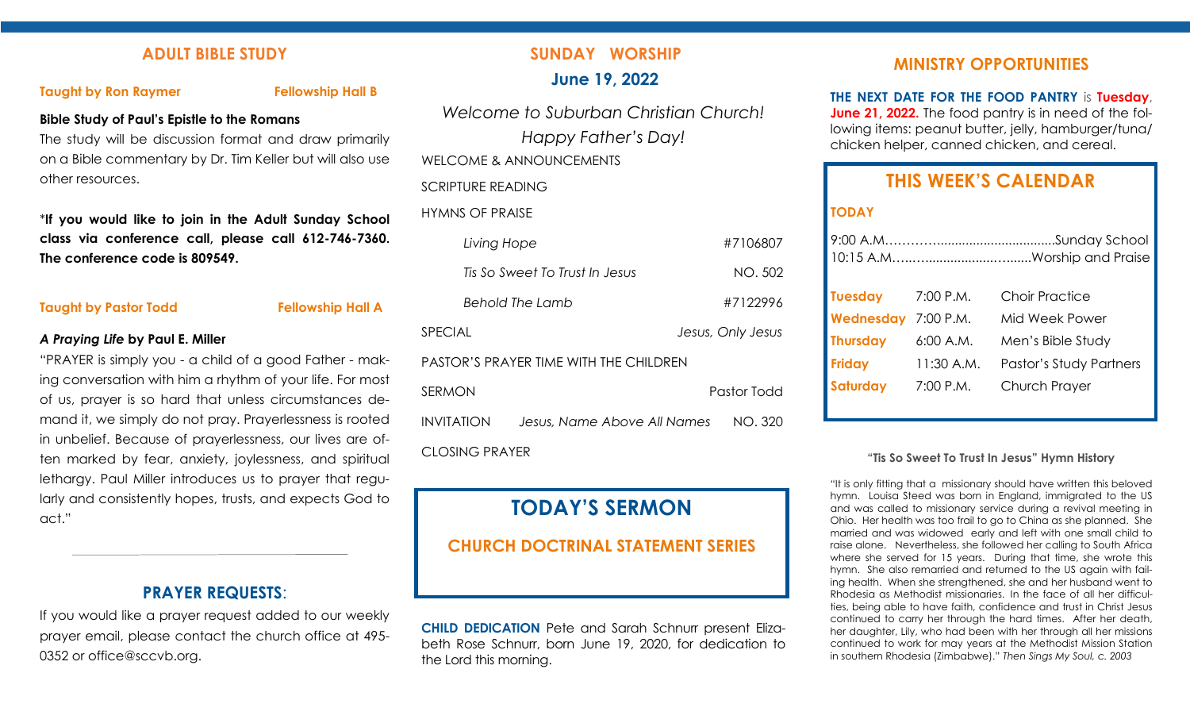## ADULT BIBLE STUDY

**Taught by Ron Raymer** **Fellowship Hall B**

**Bible Study of Paul's Epistle to the Romans**

The study will be discussion format and draw primarily on a Bible commentary by Dr. Tim Keller but will also use other resources.

***If you would like to join in the Adult Sunday School class via conference call, please call 612-746-7360. The conference code is 809549.**

**Taught by Pastor Todd** **Fellowship Hall A**

***A Praying Life* by Paul E. Miller**

"PRAYER is simply you - a child of a good Father - making conversation with him a rhythm of your life. For most of us, prayer is so hard that unless circumstances demand it, we simply do not pray. Prayerlessness is rooted in unbelief. Because of prayerlessness, our lives are often marked by fear, anxiety, joylessness, and spiritual lethargy. Paul Miller introduces us to prayer that regularly and consistently hopes, trusts, and expects God to act."

## PRAYER REQUESTS:

If you would like a prayer request added to our weekly prayer email, please contact the church office at 495-0352 or office@sccvb.org.

## SUNDAY WORSHIP

### June 19, 2022

*Welcome to Suburban Christian Church!*

*Happy Father's Day!*

WELCOME & ANNOUNCEMENTS

SCRIPTURE READING

HYMNS OF PRAISE

| | |
|---|---|
| *Living Hope* | #7106807 |
| *Tis So Sweet To Trust In Jesus* | NO. 502 |
| *Behold The Lamb* | #7122996 |

SPECIAL — *Jesus, Only Jesus*

PASTOR'S PRAYER TIME WITH THE CHILDREN

SERMON — Pastor Todd

INVITATION — *Jesus, Name Above All Names* — NO. 320

CLOSING PRAYER

## TODAY'S SERMON

### CHURCH DOCTRINAL STATEMENT SERIES

**CHILD DEDICATION** Pete and Sarah Schnurr present Elizabeth Rose Schnurr, born June 19, 2020, for dedication to the Lord this morning.

## MINISTRY OPPORTUNITIES

**THE NEXT DATE FOR THE FOOD PANTRY** is **Tuesday, June 21, 2022.** The food pantry is in need of the following items: peanut butter, jelly, hamburger/tuna/chicken helper, canned chicken, and cereal.

## THIS WEEK'S CALENDAR

**TODAY**

9:00 A.M.……………..............................Sunday School
10:15 A.M.…..….................…......Worship and Praise

| | | |
|---|---|---|
| **Tuesday** | 7:00 P.M. | Choir Practice |
| **Wednesday** | 7:00 P.M. | Mid Week Power |
| **Thursday** | 6:00 A.M. | Men's Bible Study |
| **Friday** | 11:30 A.M. | Pastor's Study Partners |
| **Saturday** | 7:00 P.M. | Church Prayer |

**"Tis So Sweet To Trust In Jesus" Hymn History**

"It is only fitting that a missionary should have written this beloved hymn. Louisa Steed was born in England, immigrated to the US and was called to missionary service during a revival meeting in Ohio. Her health was too frail to go to China as she planned. She married and was widowed early and left with one small child to raise alone. Nevertheless, she followed her calling to South Africa where she served for 15 years. During that time, she wrote this hymn. She also remarried and returned to the US again with failing health. When she strengthened, she and her husband went to Rhodesia as Methodist missionaries. In the face of all her difficulties, being able to have faith, confidence and trust in Christ Jesus continued to carry her through the hard times. After her death, her daughter, Lily, who had been with her through all her missions continued to work for may years at the Methodist Mission Station in southern Rhodesia (Zimbabwe)." *Then Sings My Soul, c. 2003*